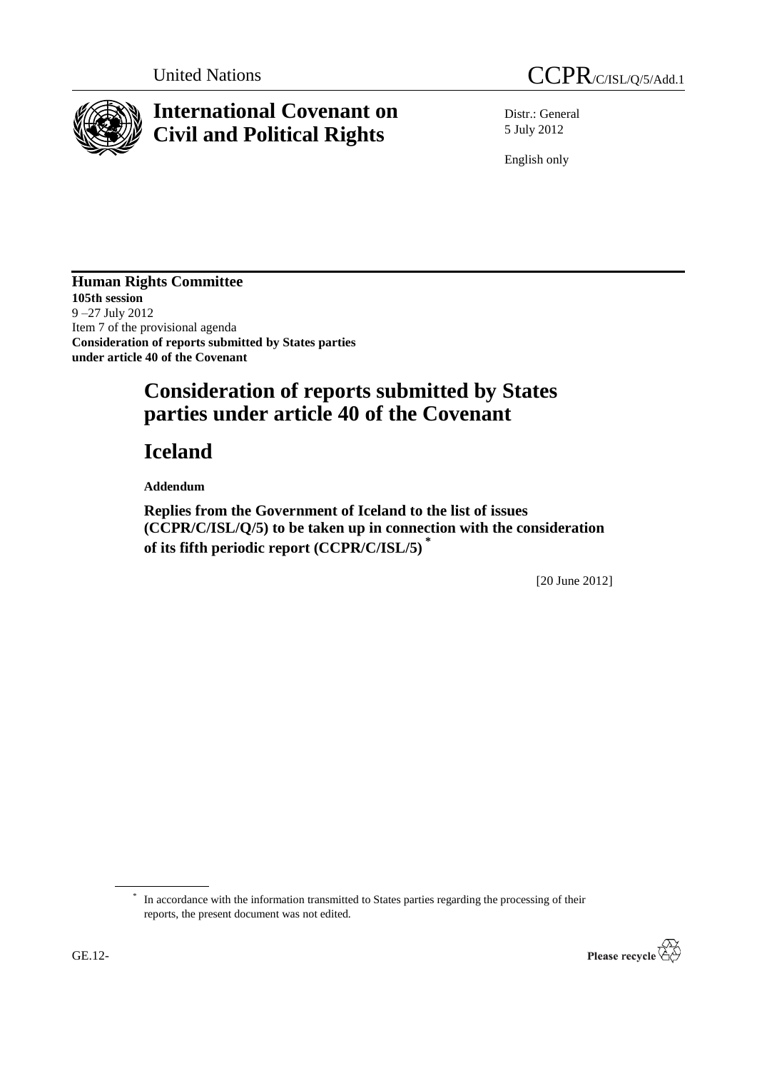United Nations

CCPR/C/ISL/Q/5/Add.1

# International Covenant on Civil and Political Rights

Distr.: General
5 July 2012

English only

**Human Rights Committee**
**105th session**
9 –27 July 2012
Item 7 of the provisional agenda
**Consideration of reports submitted by States parties under article 40 of the Covenant**

# Consideration of reports submitted by States parties under article 40 of the Covenant

# Iceland

**Addendum**

## Replies from the Government of Iceland to the list of issues (CCPR/C/ISL/Q/5) to be taken up in connection with the consideration of its fifth periodic report (CCPR/C/ISL/5) *

[20 June 2012]

* In accordance with the information transmitted to States parties regarding the processing of their reports, the present document was not edited.

GE.12-

Please recycle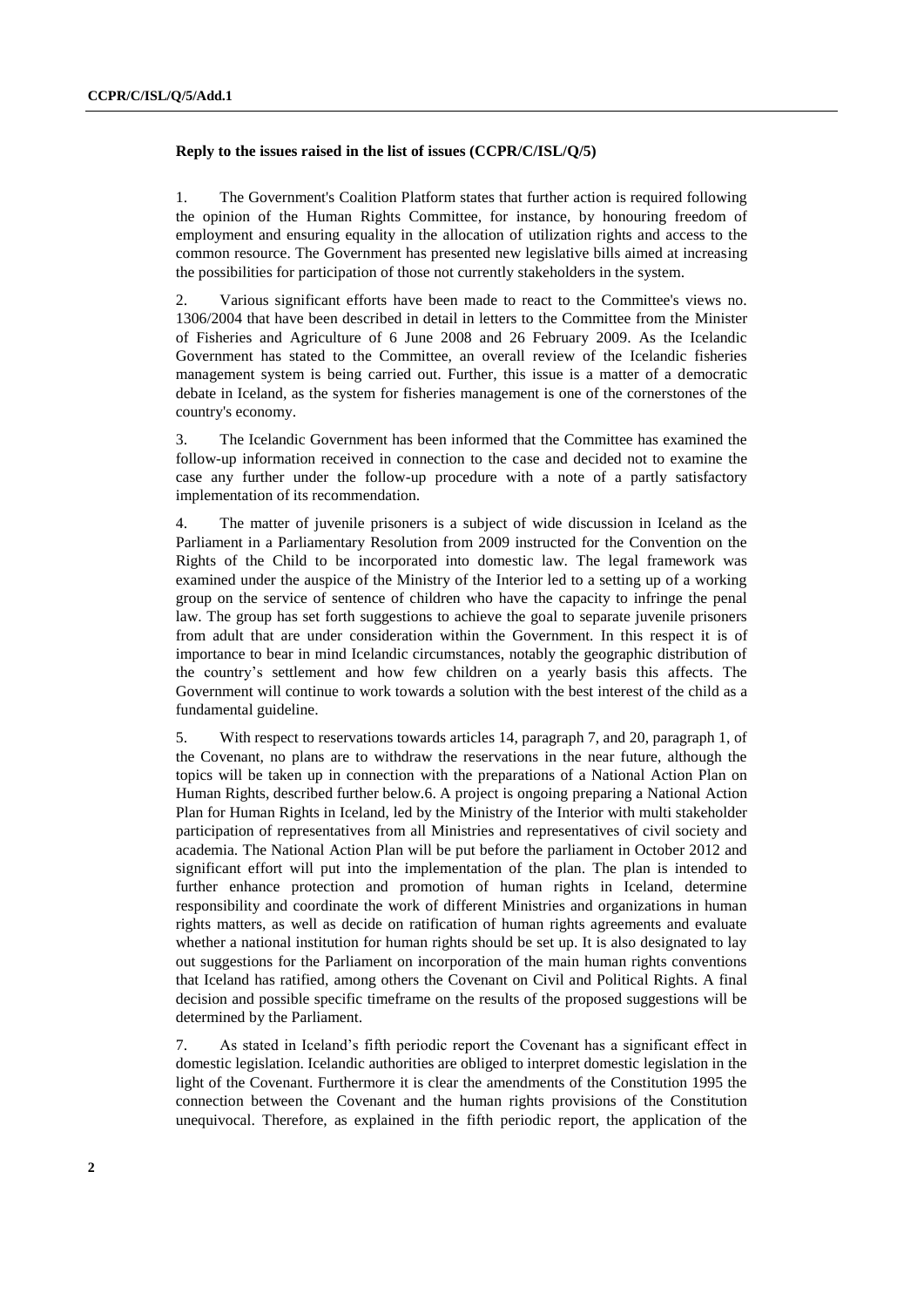**Reply to the issues raised in the list of issues (CCPR/C/ISL/Q/5)**

1. The Government's Coalition Platform states that further action is required following the opinion of the Human Rights Committee, for instance, by honouring freedom of employment and ensuring equality in the allocation of utilization rights and access to the common resource. The Government has presented new legislative bills aimed at increasing the possibilities for participation of those not currently stakeholders in the system.

2. Various significant efforts have been made to react to the Committee's views no. 1306/2004 that have been described in detail in letters to the Committee from the Minister of Fisheries and Agriculture of 6 June 2008 and 26 February 2009. As the Icelandic Government has stated to the Committee, an overall review of the Icelandic fisheries management system is being carried out. Further, this issue is a matter of a democratic debate in Iceland, as the system for fisheries management is one of the cornerstones of the country's economy.

3. The Icelandic Government has been informed that the Committee has examined the follow-up information received in connection to the case and decided not to examine the case any further under the follow-up procedure with a note of a partly satisfactory implementation of its recommendation.

4. The matter of juvenile prisoners is a subject of wide discussion in Iceland as the Parliament in a Parliamentary Resolution from 2009 instructed for the Convention on the Rights of the Child to be incorporated into domestic law. The legal framework was examined under the auspice of the Ministry of the Interior led to a setting up of a working group on the service of sentence of children who have the capacity to infringe the penal law. The group has set forth suggestions to achieve the goal to separate juvenile prisoners from adult that are under consideration within the Government. In this respect it is of importance to bear in mind Icelandic circumstances, notably the geographic distribution of the country's settlement and how few children on a yearly basis this affects. The Government will continue to work towards a solution with the best interest of the child as a fundamental guideline.

5. With respect to reservations towards articles 14, paragraph 7, and 20, paragraph 1, of the Covenant, no plans are to withdraw the reservations in the near future, although the topics will be taken up in connection with the preparations of a National Action Plan on Human Rights, described further below.6. A project is ongoing preparing a National Action Plan for Human Rights in Iceland, led by the Ministry of the Interior with multi stakeholder participation of representatives from all Ministries and representatives of civil society and academia. The National Action Plan will be put before the parliament in October 2012 and significant effort will put into the implementation of the plan. The plan is intended to further enhance protection and promotion of human rights in Iceland, determine responsibility and coordinate the work of different Ministries and organizations in human rights matters, as well as decide on ratification of human rights agreements and evaluate whether a national institution for human rights should be set up. It is also designated to lay out suggestions for the Parliament on incorporation of the main human rights conventions that Iceland has ratified, among others the Covenant on Civil and Political Rights. A final decision and possible specific timeframe on the results of the proposed suggestions will be determined by the Parliament.

7. As stated in Iceland's fifth periodic report the Covenant has a significant effect in domestic legislation. Icelandic authorities are obliged to interpret domestic legislation in the light of the Covenant. Furthermore it is clear the amendments of the Constitution 1995 the connection between the Covenant and the human rights provisions of the Constitution unequivocal. Therefore, as explained in the fifth periodic report, the application of the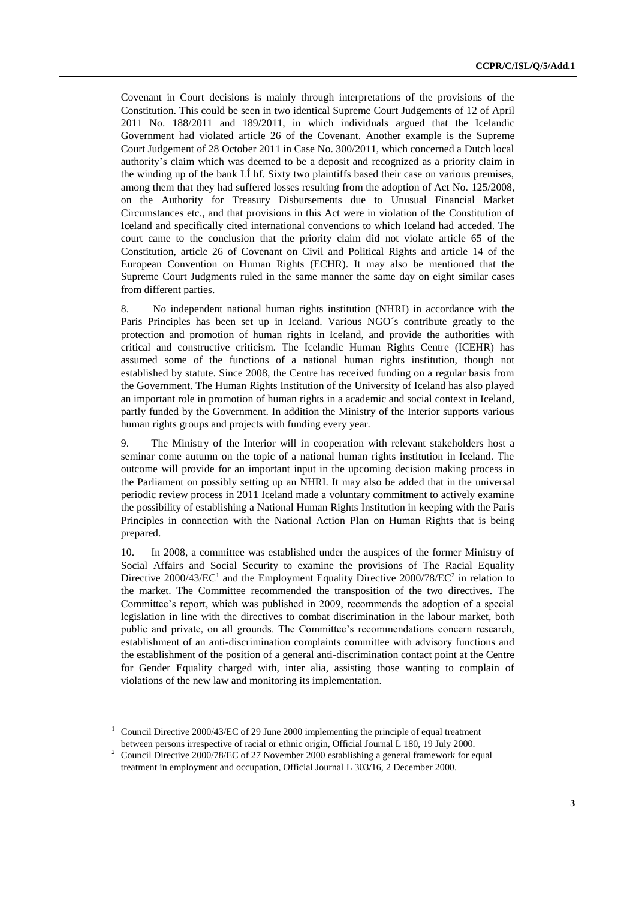Covenant in Court decisions is mainly through interpretations of the provisions of the Constitution. This could be seen in two identical Supreme Court Judgements of 12 of April 2011 No. 188/2011 and 189/2011, in which individuals argued that the Icelandic Government had violated article 26 of the Covenant. Another example is the Supreme Court Judgement of 28 October 2011 in Case No. 300/2011, which concerned a Dutch local authority's claim which was deemed to be a deposit and recognized as a priority claim in the winding up of the bank LÍ hf. Sixty two plaintiffs based their case on various premises, among them that they had suffered losses resulting from the adoption of Act No. 125/2008, on the Authority for Treasury Disbursements due to Unusual Financial Market Circumstances etc., and that provisions in this Act were in violation of the Constitution of Iceland and specifically cited international conventions to which Iceland had acceded. The court came to the conclusion that the priority claim did not violate article 65 of the Constitution, article 26 of Covenant on Civil and Political Rights and article 14 of the European Convention on Human Rights (ECHR). It may also be mentioned that the Supreme Court Judgments ruled in the same manner the same day on eight similar cases from different parties.

8. No independent national human rights institution (NHRI) in accordance with the Paris Principles has been set up in Iceland. Various NGO´s contribute greatly to the protection and promotion of human rights in Iceland, and provide the authorities with critical and constructive criticism. The Icelandic Human Rights Centre (ICEHR) has assumed some of the functions of a national human rights institution, though not established by statute. Since 2008, the Centre has received funding on a regular basis from the Government. The Human Rights Institution of the University of Iceland has also played an important role in promotion of human rights in a academic and social context in Iceland, partly funded by the Government. In addition the Ministry of the Interior supports various human rights groups and projects with funding every year.

9. The Ministry of the Interior will in cooperation with relevant stakeholders host a seminar come autumn on the topic of a national human rights institution in Iceland. The outcome will provide for an important input in the upcoming decision making process in the Parliament on possibly setting up an NHRI. It may also be added that in the universal periodic review process in 2011 Iceland made a voluntary commitment to actively examine the possibility of establishing a National Human Rights Institution in keeping with the Paris Principles in connection with the National Action Plan on Human Rights that is being prepared.

10. In 2008, a committee was established under the auspices of the former Ministry of Social Affairs and Social Security to examine the provisions of The Racial Equality Directive 2000/43/EC[1] and the Employment Equality Directive 2000/78/EC[2] in relation to the market. The Committee recommended the transposition of the two directives. The Committee's report, which was published in 2009, recommends the adoption of a special legislation in line with the directives to combat discrimination in the labour market, both public and private, on all grounds. The Committee's recommendations concern research, establishment of an anti-discrimination complaints committee with advisory functions and the establishment of the position of a general anti-discrimination contact point at the Centre for Gender Equality charged with, inter alia, assisting those wanting to complain of violations of the new law and monitoring its implementation.

[1] Council Directive 2000/43/EC of 29 June 2000 implementing the principle of equal treatment between persons irrespective of racial or ethnic origin, Official Journal L 180, 19 July 2000.

[2] Council Directive 2000/78/EC of 27 November 2000 establishing a general framework for equal treatment in employment and occupation, Official Journal L 303/16, 2 December 2000.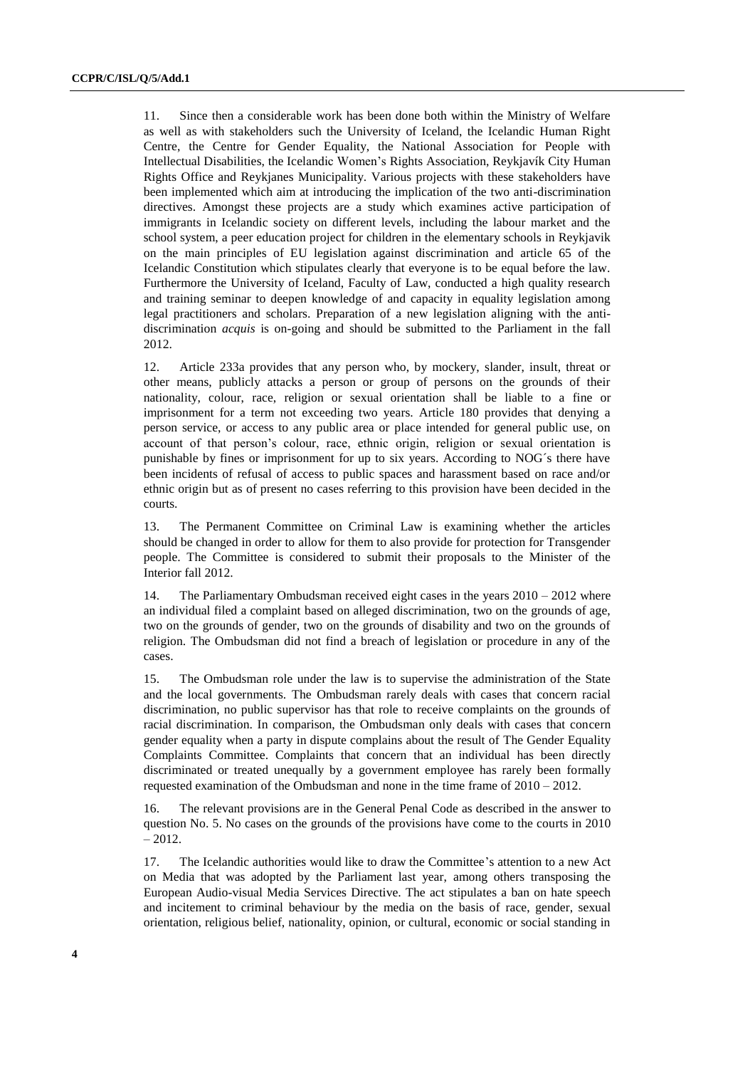11. Since then a considerable work has been done both within the Ministry of Welfare as well as with stakeholders such the University of Iceland, the Icelandic Human Right Centre, the Centre for Gender Equality, the National Association for People with Intellectual Disabilities, the Icelandic Women's Rights Association, Reykjavík City Human Rights Office and Reykjanes Municipality. Various projects with these stakeholders have been implemented which aim at introducing the implication of the two anti-discrimination directives. Amongst these projects are a study which examines active participation of immigrants in Icelandic society on different levels, including the labour market and the school system, a peer education project for children in the elementary schools in Reykjavik on the main principles of EU legislation against discrimination and article 65 of the Icelandic Constitution which stipulates clearly that everyone is to be equal before the law. Furthermore the University of Iceland, Faculty of Law, conducted a high quality research and training seminar to deepen knowledge of and capacity in equality legislation among legal practitioners and scholars. Preparation of a new legislation aligning with the anti-discrimination *acquis* is on-going and should be submitted to the Parliament in the fall 2012.

12. Article 233a provides that any person who, by mockery, slander, insult, threat or other means, publicly attacks a person or group of persons on the grounds of their nationality, colour, race, religion or sexual orientation shall be liable to a fine or imprisonment for a term not exceeding two years. Article 180 provides that denying a person service, or access to any public area or place intended for general public use, on account of that person's colour, race, ethnic origin, religion or sexual orientation is punishable by fines or imprisonment for up to six years. According to NOG´s there have been incidents of refusal of access to public spaces and harassment based on race and/or ethnic origin but as of present no cases referring to this provision have been decided in the courts.

13. The Permanent Committee on Criminal Law is examining whether the articles should be changed in order to allow for them to also provide for protection for Transgender people. The Committee is considered to submit their proposals to the Minister of the Interior fall 2012.

14. The Parliamentary Ombudsman received eight cases in the years 2010 – 2012 where an individual filed a complaint based on alleged discrimination, two on the grounds of age, two on the grounds of gender, two on the grounds of disability and two on the grounds of religion. The Ombudsman did not find a breach of legislation or procedure in any of the cases.

15. The Ombudsman role under the law is to supervise the administration of the State and the local governments. The Ombudsman rarely deals with cases that concern racial discrimination, no public supervisor has that role to receive complaints on the grounds of racial discrimination. In comparison, the Ombudsman only deals with cases that concern gender equality when a party in dispute complains about the result of The Gender Equality Complaints Committee. Complaints that concern that an individual has been directly discriminated or treated unequally by a government employee has rarely been formally requested examination of the Ombudsman and none in the time frame of 2010 – 2012.

16. The relevant provisions are in the General Penal Code as described in the answer to question No. 5. No cases on the grounds of the provisions have come to the courts in 2010 – 2012.

17. The Icelandic authorities would like to draw the Committee's attention to a new Act on Media that was adopted by the Parliament last year, among others transposing the European Audio-visual Media Services Directive. The act stipulates a ban on hate speech and incitement to criminal behaviour by the media on the basis of race, gender, sexual orientation, religious belief, nationality, opinion, or cultural, economic or social standing in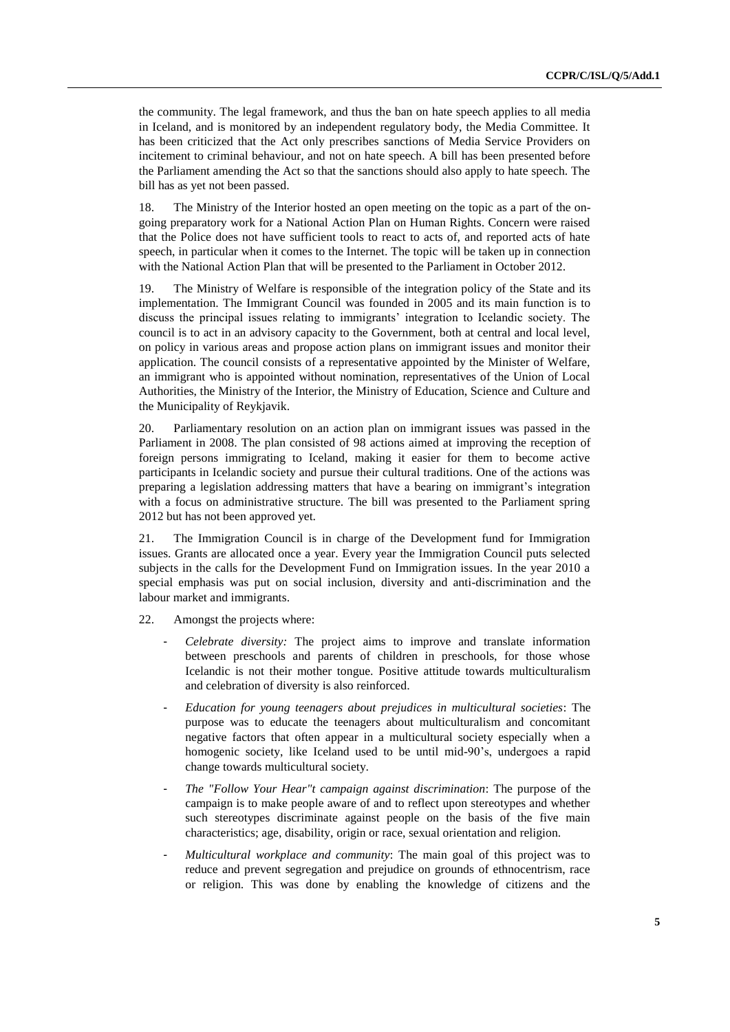the community. The legal framework, and thus the ban on hate speech applies to all media in Iceland, and is monitored by an independent regulatory body, the Media Committee. It has been criticized that the Act only prescribes sanctions of Media Service Providers on incitement to criminal behaviour, and not on hate speech. A bill has been presented before the Parliament amending the Act so that the sanctions should also apply to hate speech. The bill has as yet not been passed.

18. The Ministry of the Interior hosted an open meeting on the topic as a part of the on-going preparatory work for a National Action Plan on Human Rights. Concern were raised that the Police does not have sufficient tools to react to acts of, and reported acts of hate speech, in particular when it comes to the Internet. The topic will be taken up in connection with the National Action Plan that will be presented to the Parliament in October 2012.

19. The Ministry of Welfare is responsible of the integration policy of the State and its implementation. The Immigrant Council was founded in 2005 and its main function is to discuss the principal issues relating to immigrants' integration to Icelandic society. The council is to act in an advisory capacity to the Government, both at central and local level, on policy in various areas and propose action plans on immigrant issues and monitor their application. The council consists of a representative appointed by the Minister of Welfare, an immigrant who is appointed without nomination, representatives of the Union of Local Authorities, the Ministry of the Interior, the Ministry of Education, Science and Culture and the Municipality of Reykjavik.

20. Parliamentary resolution on an action plan on immigrant issues was passed in the Parliament in 2008. The plan consisted of 98 actions aimed at improving the reception of foreign persons immigrating to Iceland, making it easier for them to become active participants in Icelandic society and pursue their cultural traditions. One of the actions was preparing a legislation addressing matters that have a bearing on immigrant's integration with a focus on administrative structure. The bill was presented to the Parliament spring 2012 but has not been approved yet.

21. The Immigration Council is in charge of the Development fund for Immigration issues. Grants are allocated once a year. Every year the Immigration Council puts selected subjects in the calls for the Development Fund on Immigration issues. In the year 2010 a special emphasis was put on social inclusion, diversity and anti-discrimination and the labour market and immigrants.

22. Amongst the projects where:

- *Celebrate diversity:* The project aims to improve and translate information between preschools and parents of children in preschools, for those whose Icelandic is not their mother tongue. Positive attitude towards multiculturalism and celebration of diversity is also reinforced.
- *Education for young teenagers about prejudices in multicultural societies*: The purpose was to educate the teenagers about multiculturalism and concomitant negative factors that often appear in a multicultural society especially when a homogenic society, like Iceland used to be until mid-90's, undergoes a rapid change towards multicultural society.
- *The "Follow Your Hear"t campaign against discrimination*: The purpose of the campaign is to make people aware of and to reflect upon stereotypes and whether such stereotypes discriminate against people on the basis of the five main characteristics; age, disability, origin or race, sexual orientation and religion.
- *Multicultural workplace and community*: The main goal of this project was to reduce and prevent segregation and prejudice on grounds of ethnocentrism, race or religion. This was done by enabling the knowledge of citizens and the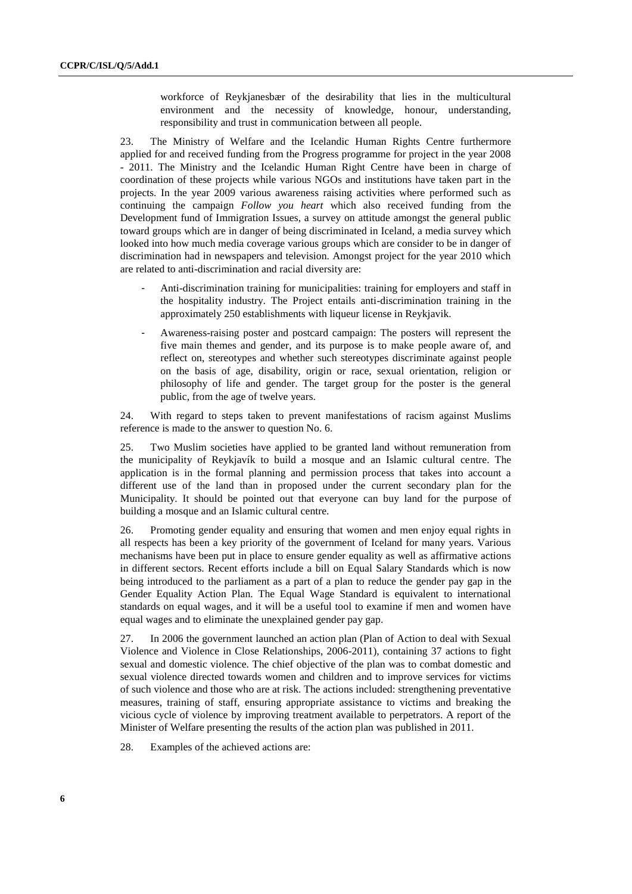workforce of Reykjanesbær of the desirability that lies in the multicultural environment and the necessity of knowledge, honour, understanding, responsibility and trust in communication between all people.

23. The Ministry of Welfare and the Icelandic Human Rights Centre furthermore applied for and received funding from the Progress programme for project in the year 2008 - 2011. The Ministry and the Icelandic Human Right Centre have been in charge of coordination of these projects while various NGOs and institutions have taken part in the projects. In the year 2009 various awareness raising activities where performed such as continuing the campaign *Follow you heart* which also received funding from the Development fund of Immigration Issues, a survey on attitude amongst the general public toward groups which are in danger of being discriminated in Iceland, a media survey which looked into how much media coverage various groups which are consider to be in danger of discrimination had in newspapers and television. Amongst project for the year 2010 which are related to anti-discrimination and racial diversity are:

- Anti-discrimination training for municipalities: training for employers and staff in the hospitality industry. The Project entails anti-discrimination training in the approximately 250 establishments with liqueur license in Reykjavik.
- Awareness-raising poster and postcard campaign: The posters will represent the five main themes and gender, and its purpose is to make people aware of, and reflect on, stereotypes and whether such stereotypes discriminate against people on the basis of age, disability, origin or race, sexual orientation, religion or philosophy of life and gender. The target group for the poster is the general public, from the age of twelve years.

24. With regard to steps taken to prevent manifestations of racism against Muslims reference is made to the answer to question No. 6.

25. Two Muslim societies have applied to be granted land without remuneration from the municipality of Reykjavík to build a mosque and an Islamic cultural centre. The application is in the formal planning and permission process that takes into account a different use of the land than in proposed under the current secondary plan for the Municipality. It should be pointed out that everyone can buy land for the purpose of building a mosque and an Islamic cultural centre.

26. Promoting gender equality and ensuring that women and men enjoy equal rights in all respects has been a key priority of the government of Iceland for many years. Various mechanisms have been put in place to ensure gender equality as well as affirmative actions in different sectors. Recent efforts include a bill on Equal Salary Standards which is now being introduced to the parliament as a part of a plan to reduce the gender pay gap in the Gender Equality Action Plan. The Equal Wage Standard is equivalent to international standards on equal wages, and it will be a useful tool to examine if men and women have equal wages and to eliminate the unexplained gender pay gap.

27. In 2006 the government launched an action plan (Plan of Action to deal with Sexual Violence and Violence in Close Relationships, 2006-2011), containing 37 actions to fight sexual and domestic violence. The chief objective of the plan was to combat domestic and sexual violence directed towards women and children and to improve services for victims of such violence and those who are at risk. The actions included: strengthening preventative measures, training of staff, ensuring appropriate assistance to victims and breaking the vicious cycle of violence by improving treatment available to perpetrators. A report of the Minister of Welfare presenting the results of the action plan was published in 2011.

28. Examples of the achieved actions are: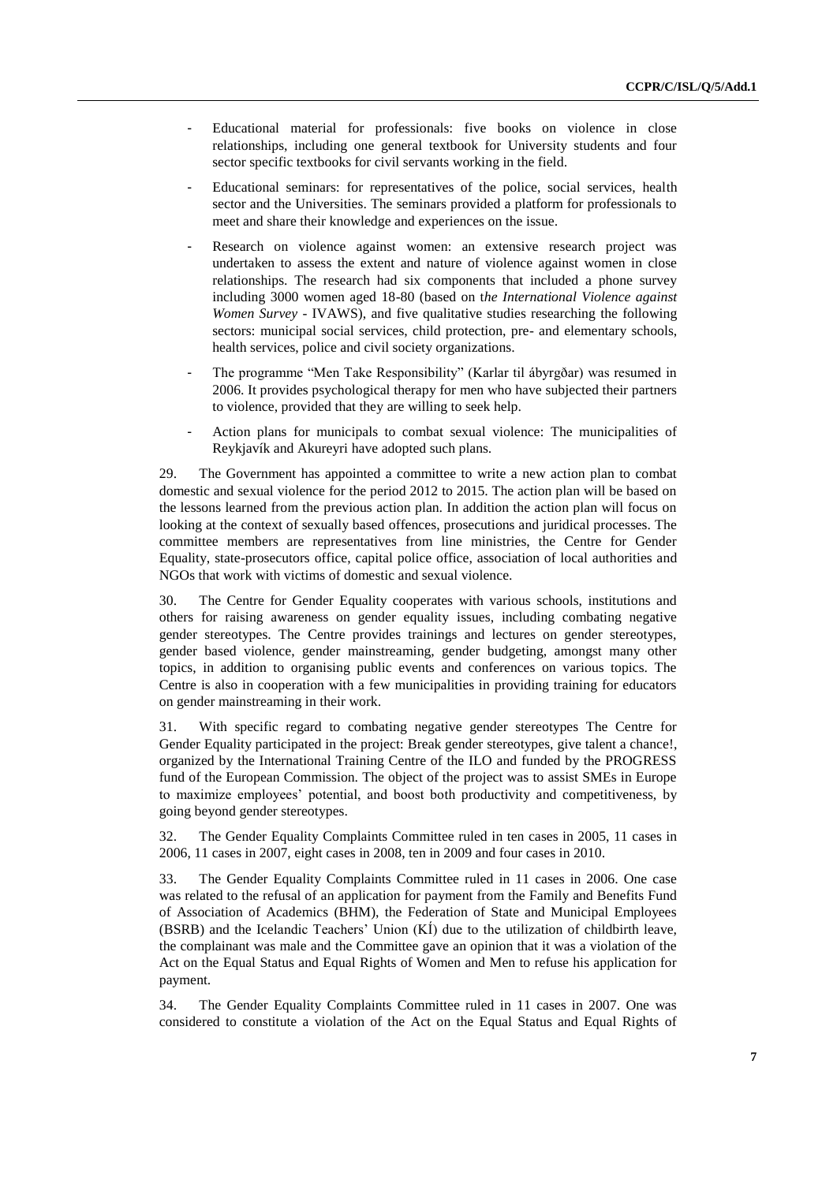- Educational material for professionals: five books on violence in close relationships, including one general textbook for University students and four sector specific textbooks for civil servants working in the field.

- Educational seminars: for representatives of the police, social services, health sector and the Universities. The seminars provided a platform for professionals to meet and share their knowledge and experiences on the issue.

- Research on violence against women: an extensive research project was undertaken to assess the extent and nature of violence against women in close relationships. The research had six components that included a phone survey including 3000 women aged 18-80 (based on t*he International Violence against Women Survey* - IVAWS), and five qualitative studies researching the following sectors: municipal social services, child protection, pre- and elementary schools, health services, police and civil society organizations.

- The programme "Men Take Responsibility" (Karlar til ábyrgðar) was resumed in 2006. It provides psychological therapy for men who have subjected their partners to violence, provided that they are willing to seek help.

- Action plans for municipals to combat sexual violence: The municipalities of Reykjavík and Akureyri have adopted such plans.

29. The Government has appointed a committee to write a new action plan to combat domestic and sexual violence for the period 2012 to 2015. The action plan will be based on the lessons learned from the previous action plan. In addition the action plan will focus on looking at the context of sexually based offences, prosecutions and juridical processes. The committee members are representatives from line ministries, the Centre for Gender Equality, state-prosecutors office, capital police office, association of local authorities and NGOs that work with victims of domestic and sexual violence.

30. The Centre for Gender Equality cooperates with various schools, institutions and others for raising awareness on gender equality issues, including combating negative gender stereotypes. The Centre provides trainings and lectures on gender stereotypes, gender based violence, gender mainstreaming, gender budgeting, amongst many other topics, in addition to organising public events and conferences on various topics. The Centre is also in cooperation with a few municipalities in providing training for educators on gender mainstreaming in their work.

31. With specific regard to combating negative gender stereotypes The Centre for Gender Equality participated in the project: Break gender stereotypes, give talent a chance!, organized by the International Training Centre of the ILO and funded by the PROGRESS fund of the European Commission. The object of the project was to assist SMEs in Europe to maximize employees' potential, and boost both productivity and competitiveness, by going beyond gender stereotypes.

32. The Gender Equality Complaints Committee ruled in ten cases in 2005, 11 cases in 2006, 11 cases in 2007, eight cases in 2008, ten in 2009 and four cases in 2010.

33. The Gender Equality Complaints Committee ruled in 11 cases in 2006. One case was related to the refusal of an application for payment from the Family and Benefits Fund of Association of Academics (BHM), the Federation of State and Municipal Employees (BSRB) and the Icelandic Teachers' Union (KÍ) due to the utilization of childbirth leave, the complainant was male and the Committee gave an opinion that it was a violation of the Act on the Equal Status and Equal Rights of Women and Men to refuse his application for payment.

34. The Gender Equality Complaints Committee ruled in 11 cases in 2007. One was considered to constitute a violation of the Act on the Equal Status and Equal Rights of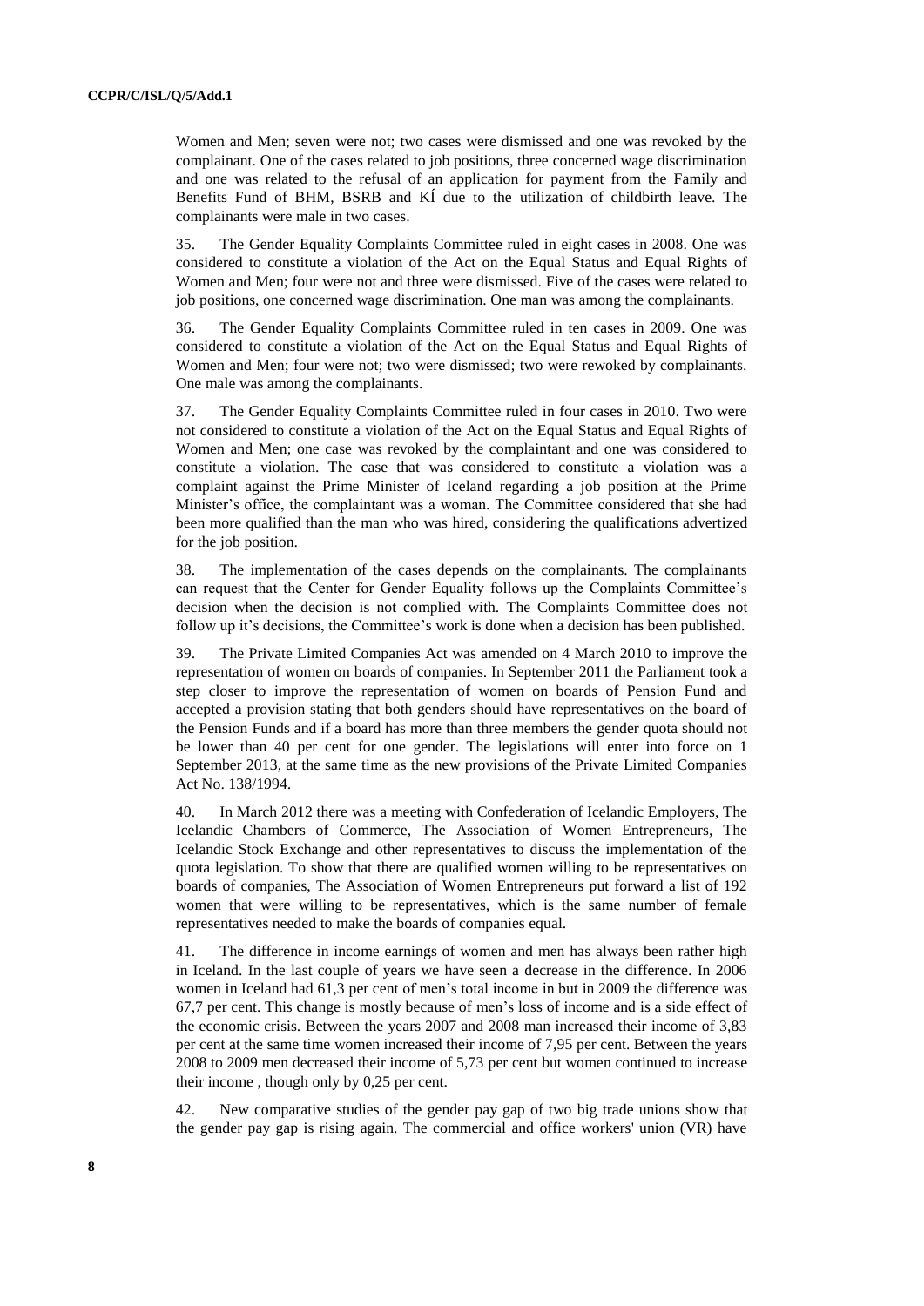Women and Men; seven were not; two cases were dismissed and one was revoked by the complainant. One of the cases related to job positions, three concerned wage discrimination and one was related to the refusal of an application for payment from the Family and Benefits Fund of BHM, BSRB and KÍ due to the utilization of childbirth leave. The complainants were male in two cases.

35. The Gender Equality Complaints Committee ruled in eight cases in 2008. One was considered to constitute a violation of the Act on the Equal Status and Equal Rights of Women and Men; four were not and three were dismissed. Five of the cases were related to job positions, one concerned wage discrimination. One man was among the complainants.

36. The Gender Equality Complaints Committee ruled in ten cases in 2009. One was considered to constitute a violation of the Act on the Equal Status and Equal Rights of Women and Men; four were not; two were dismissed; two were rewoked by complainants. One male was among the complainants.

37. The Gender Equality Complaints Committee ruled in four cases in 2010. Two were not considered to constitute a violation of the Act on the Equal Status and Equal Rights of Women and Men; one case was revoked by the complaintant and one was considered to constitute a violation. The case that was considered to constitute a violation was a complaint against the Prime Minister of Iceland regarding a job position at the Prime Minister's office, the complaintant was a woman. The Committee considered that she had been more qualified than the man who was hired, considering the qualifications advertized for the job position.

38. The implementation of the cases depends on the complainants. The complainants can request that the Center for Gender Equality follows up the Complaints Committee's decision when the decision is not complied with. The Complaints Committee does not follow up it's decisions, the Committee's work is done when a decision has been published.

39. The Private Limited Companies Act was amended on 4 March 2010 to improve the representation of women on boards of companies. In September 2011 the Parliament took a step closer to improve the representation of women on boards of Pension Fund and accepted a provision stating that both genders should have representatives on the board of the Pension Funds and if a board has more than three members the gender quota should not be lower than 40 per cent for one gender. The legislations will enter into force on 1 September 2013, at the same time as the new provisions of the Private Limited Companies Act No. 138/1994.

40. In March 2012 there was a meeting with Confederation of Icelandic Employers, The Icelandic Chambers of Commerce, The Association of Women Entrepreneurs, The Icelandic Stock Exchange and other representatives to discuss the implementation of the quota legislation. To show that there are qualified women willing to be representatives on boards of companies, The Association of Women Entrepreneurs put forward a list of 192 women that were willing to be representatives, which is the same number of female representatives needed to make the boards of companies equal.

41. The difference in income earnings of women and men has always been rather high in Iceland. In the last couple of years we have seen a decrease in the difference. In 2006 women in Iceland had 61,3 per cent of men's total income in but in 2009 the difference was 67,7 per cent. This change is mostly because of men's loss of income and is a side effect of the economic crisis. Between the years 2007 and 2008 man increased their income of 3,83 per cent at the same time women increased their income of 7,95 per cent. Between the years 2008 to 2009 men decreased their income of 5,73 per cent but women continued to increase their income , though only by 0,25 per cent.

42. New comparative studies of the gender pay gap of two big trade unions show that the gender pay gap is rising again. The commercial and office workers' union (VR) have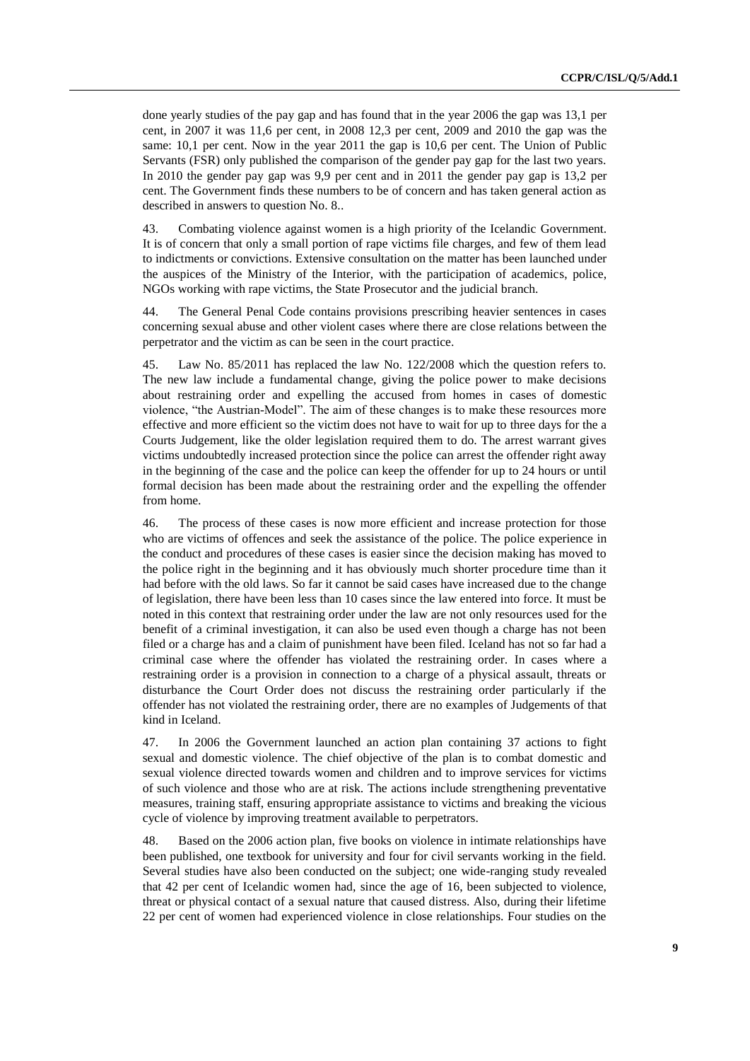done yearly studies of the pay gap and has found that in the year 2006 the gap was 13,1 per cent, in 2007 it was 11,6 per cent, in 2008 12,3 per cent, 2009 and 2010 the gap was the same: 10,1 per cent. Now in the year 2011 the gap is 10,6 per cent. The Union of Public Servants (FSR) only published the comparison of the gender pay gap for the last two years. In 2010 the gender pay gap was 9,9 per cent and in 2011 the gender pay gap is 13,2 per cent. The Government finds these numbers to be of concern and has taken general action as described in answers to question No. 8..

43. Combating violence against women is a high priority of the Icelandic Government. It is of concern that only a small portion of rape victims file charges, and few of them lead to indictments or convictions. Extensive consultation on the matter has been launched under the auspices of the Ministry of the Interior, with the participation of academics, police, NGOs working with rape victims, the State Prosecutor and the judicial branch.

44. The General Penal Code contains provisions prescribing heavier sentences in cases concerning sexual abuse and other violent cases where there are close relations between the perpetrator and the victim as can be seen in the court practice.

45. Law No. 85/2011 has replaced the law No. 122/2008 which the question refers to. The new law include a fundamental change, giving the police power to make decisions about restraining order and expelling the accused from homes in cases of domestic violence, "the Austrian-Model". The aim of these changes is to make these resources more effective and more efficient so the victim does not have to wait for up to three days for the a Courts Judgement, like the older legislation required them to do. The arrest warrant gives victims undoubtedly increased protection since the police can arrest the offender right away in the beginning of the case and the police can keep the offender for up to 24 hours or until formal decision has been made about the restraining order and the expelling the offender from home.

46. The process of these cases is now more efficient and increase protection for those who are victims of offences and seek the assistance of the police. The police experience in the conduct and procedures of these cases is easier since the decision making has moved to the police right in the beginning and it has obviously much shorter procedure time than it had before with the old laws. So far it cannot be said cases have increased due to the change of legislation, there have been less than 10 cases since the law entered into force. It must be noted in this context that restraining order under the law are not only resources used for the benefit of a criminal investigation, it can also be used even though a charge has not been filed or a charge has and a claim of punishment have been filed. Iceland has not so far had a criminal case where the offender has violated the restraining order. In cases where a restraining order is a provision in connection to a charge of a physical assault, threats or disturbance the Court Order does not discuss the restraining order particularly if the offender has not violated the restraining order, there are no examples of Judgements of that kind in Iceland.

47. In 2006 the Government launched an action plan containing 37 actions to fight sexual and domestic violence. The chief objective of the plan is to combat domestic and sexual violence directed towards women and children and to improve services for victims of such violence and those who are at risk. The actions include strengthening preventative measures, training staff, ensuring appropriate assistance to victims and breaking the vicious cycle of violence by improving treatment available to perpetrators.

48. Based on the 2006 action plan, five books on violence in intimate relationships have been published, one textbook for university and four for civil servants working in the field. Several studies have also been conducted on the subject; one wide-ranging study revealed that 42 per cent of Icelandic women had, since the age of 16, been subjected to violence, threat or physical contact of a sexual nature that caused distress. Also, during their lifetime 22 per cent of women had experienced violence in close relationships. Four studies on the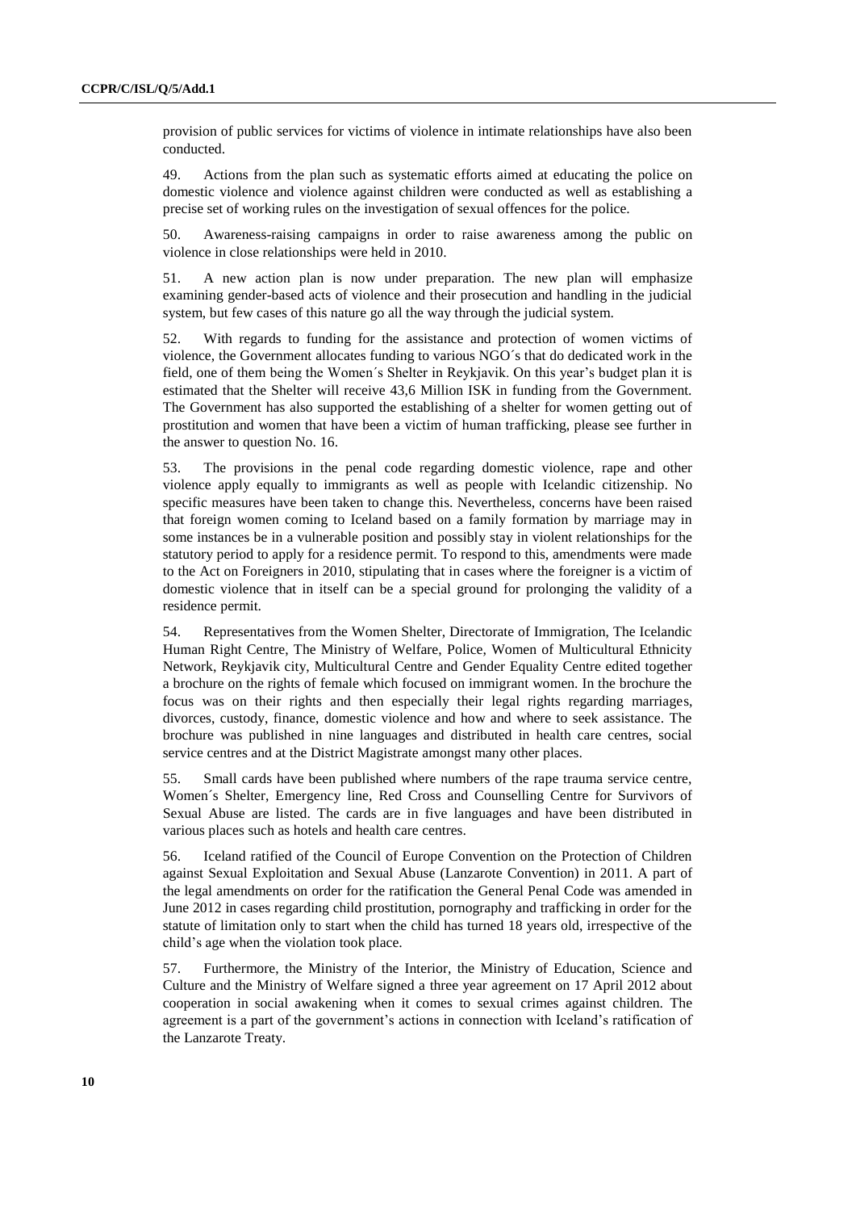provision of public services for victims of violence in intimate relationships have also been conducted.

49. Actions from the plan such as systematic efforts aimed at educating the police on domestic violence and violence against children were conducted as well as establishing a precise set of working rules on the investigation of sexual offences for the police.

50. Awareness-raising campaigns in order to raise awareness among the public on violence in close relationships were held in 2010.

51. A new action plan is now under preparation. The new plan will emphasize examining gender-based acts of violence and their prosecution and handling in the judicial system, but few cases of this nature go all the way through the judicial system.

52. With regards to funding for the assistance and protection of women victims of violence, the Government allocates funding to various NGO´s that do dedicated work in the field, one of them being the Women´s Shelter in Reykjavik. On this year's budget plan it is estimated that the Shelter will receive 43,6 Million ISK in funding from the Government. The Government has also supported the establishing of a shelter for women getting out of prostitution and women that have been a victim of human trafficking, please see further in the answer to question No. 16.

53. The provisions in the penal code regarding domestic violence, rape and other violence apply equally to immigrants as well as people with Icelandic citizenship. No specific measures have been taken to change this. Nevertheless, concerns have been raised that foreign women coming to Iceland based on a family formation by marriage may in some instances be in a vulnerable position and possibly stay in violent relationships for the statutory period to apply for a residence permit. To respond to this, amendments were made to the Act on Foreigners in 2010, stipulating that in cases where the foreigner is a victim of domestic violence that in itself can be a special ground for prolonging the validity of a residence permit.

54. Representatives from the Women Shelter, Directorate of Immigration, The Icelandic Human Right Centre, The Ministry of Welfare, Police, Women of Multicultural Ethnicity Network, Reykjavik city, Multicultural Centre and Gender Equality Centre edited together a brochure on the rights of female which focused on immigrant women. In the brochure the focus was on their rights and then especially their legal rights regarding marriages, divorces, custody, finance, domestic violence and how and where to seek assistance. The brochure was published in nine languages and distributed in health care centres, social service centres and at the District Magistrate amongst many other places.

55. Small cards have been published where numbers of the rape trauma service centre, Women´s Shelter, Emergency line, Red Cross and Counselling Centre for Survivors of Sexual Abuse are listed. The cards are in five languages and have been distributed in various places such as hotels and health care centres.

56. Iceland ratified of the Council of Europe Convention on the Protection of Children against Sexual Exploitation and Sexual Abuse (Lanzarote Convention) in 2011. A part of the legal amendments on order for the ratification the General Penal Code was amended in June 2012 in cases regarding child prostitution, pornography and trafficking in order for the statute of limitation only to start when the child has turned 18 years old, irrespective of the child's age when the violation took place.

57. Furthermore, the Ministry of the Interior, the Ministry of Education, Science and Culture and the Ministry of Welfare signed a three year agreement on 17 April 2012 about cooperation in social awakening when it comes to sexual crimes against children. The agreement is a part of the government's actions in connection with Iceland's ratification of the Lanzarote Treaty.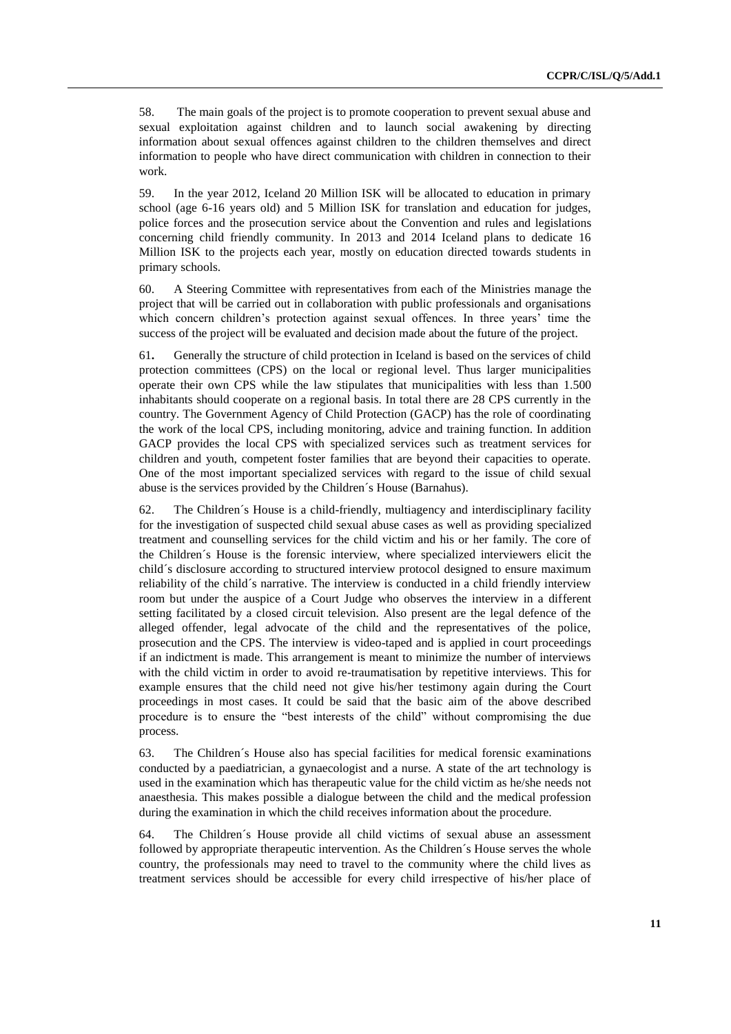58. The main goals of the project is to promote cooperation to prevent sexual abuse and sexual exploitation against children and to launch social awakening by directing information about sexual offences against children to the children themselves and direct information to people who have direct communication with children in connection to their work.

59. In the year 2012, Iceland 20 Million ISK will be allocated to education in primary school (age 6-16 years old) and 5 Million ISK for translation and education for judges, police forces and the prosecution service about the Convention and rules and legislations concerning child friendly community. In 2013 and 2014 Iceland plans to dedicate 16 Million ISK to the projects each year, mostly on education directed towards students in primary schools.

60. A Steering Committee with representatives from each of the Ministries manage the project that will be carried out in collaboration with public professionals and organisations which concern children's protection against sexual offences. In three years' time the success of the project will be evaluated and decision made about the future of the project.

61**.** Generally the structure of child protection in Iceland is based on the services of child protection committees (CPS) on the local or regional level. Thus larger municipalities operate their own CPS while the law stipulates that municipalities with less than 1.500 inhabitants should cooperate on a regional basis. In total there are 28 CPS currently in the country. The Government Agency of Child Protection (GACP) has the role of coordinating the work of the local CPS, including monitoring, advice and training function. In addition GACP provides the local CPS with specialized services such as treatment services for children and youth, competent foster families that are beyond their capacities to operate. One of the most important specialized services with regard to the issue of child sexual abuse is the services provided by the Children´s House (Barnahus).

62. The Children´s House is a child-friendly, multiagency and interdisciplinary facility for the investigation of suspected child sexual abuse cases as well as providing specialized treatment and counselling services for the child victim and his or her family. The core of the Children´s House is the forensic interview, where specialized interviewers elicit the child´s disclosure according to structured interview protocol designed to ensure maximum reliability of the child´s narrative. The interview is conducted in a child friendly interview room but under the auspice of a Court Judge who observes the interview in a different setting facilitated by a closed circuit television. Also present are the legal defence of the alleged offender, legal advocate of the child and the representatives of the police, prosecution and the CPS. The interview is video-taped and is applied in court proceedings if an indictment is made. This arrangement is meant to minimize the number of interviews with the child victim in order to avoid re-traumatisation by repetitive interviews. This for example ensures that the child need not give his/her testimony again during the Court proceedings in most cases. It could be said that the basic aim of the above described procedure is to ensure the "best interests of the child" without compromising the due process.

63. The Children´s House also has special facilities for medical forensic examinations conducted by a paediatrician, a gynaecologist and a nurse. A state of the art technology is used in the examination which has therapeutic value for the child victim as he/she needs not anaesthesia. This makes possible a dialogue between the child and the medical profession during the examination in which the child receives information about the procedure.

64. The Children´s House provide all child victims of sexual abuse an assessment followed by appropriate therapeutic intervention. As the Children´s House serves the whole country, the professionals may need to travel to the community where the child lives as treatment services should be accessible for every child irrespective of his/her place of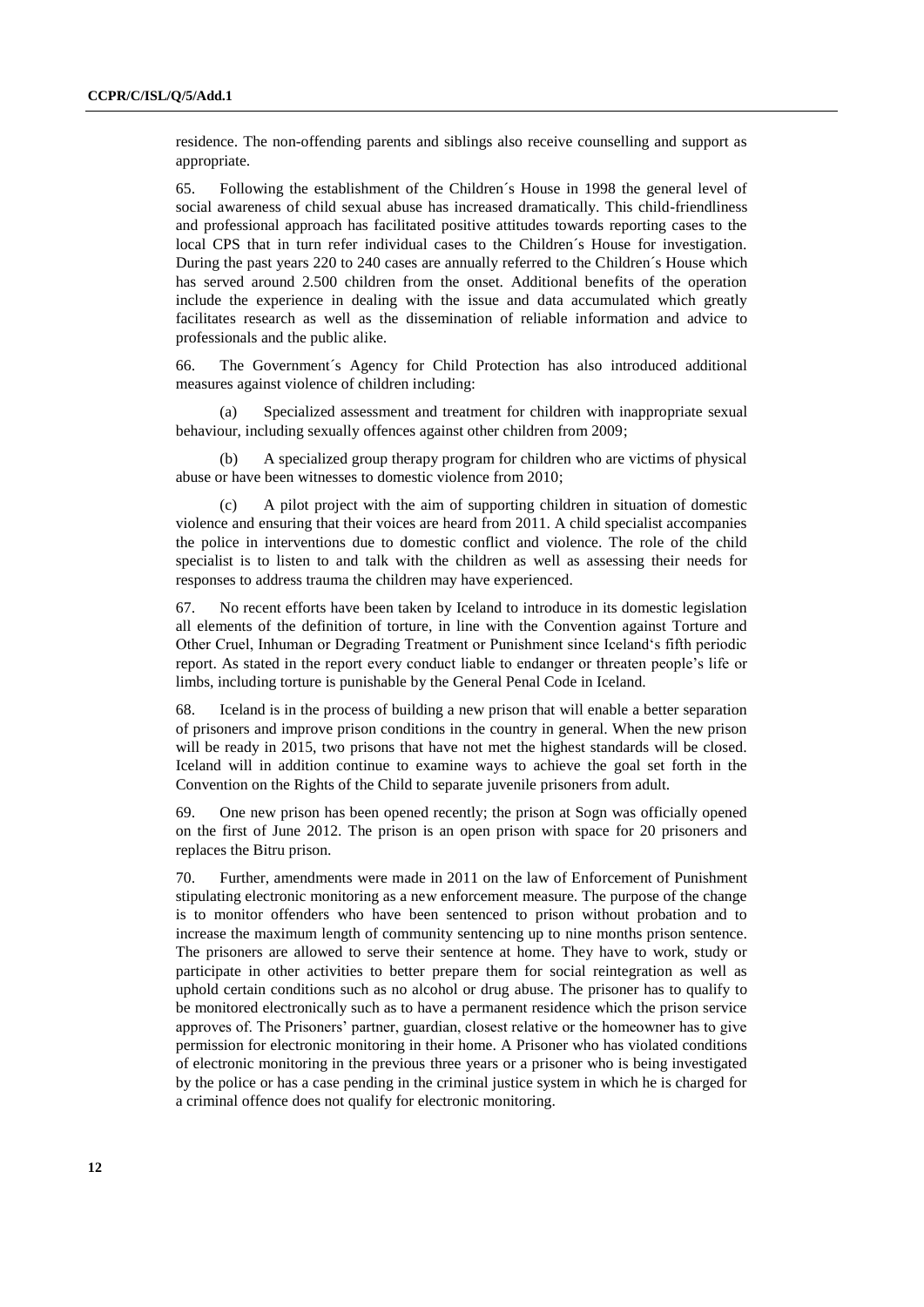residence. The non-offending parents and siblings also receive counselling and support as appropriate.

65. Following the establishment of the Children´s House in 1998 the general level of social awareness of child sexual abuse has increased dramatically. This child-friendliness and professional approach has facilitated positive attitudes towards reporting cases to the local CPS that in turn refer individual cases to the Children´s House for investigation. During the past years 220 to 240 cases are annually referred to the Children´s House which has served around 2.500 children from the onset. Additional benefits of the operation include the experience in dealing with the issue and data accumulated which greatly facilitates research as well as the dissemination of reliable information and advice to professionals and the public alike.

66. The Government´s Agency for Child Protection has also introduced additional measures against violence of children including:

(a) Specialized assessment and treatment for children with inappropriate sexual behaviour, including sexually offences against other children from 2009;

(b) A specialized group therapy program for children who are victims of physical abuse or have been witnesses to domestic violence from 2010;

(c) A pilot project with the aim of supporting children in situation of domestic violence and ensuring that their voices are heard from 2011. A child specialist accompanies the police in interventions due to domestic conflict and violence. The role of the child specialist is to listen to and talk with the children as well as assessing their needs for responses to address trauma the children may have experienced.

67. No recent efforts have been taken by Iceland to introduce in its domestic legislation all elements of the definition of torture, in line with the Convention against Torture and Other Cruel, Inhuman or Degrading Treatment or Punishment since Iceland's fifth periodic report. As stated in the report every conduct liable to endanger or threaten people's life or limbs, including torture is punishable by the General Penal Code in Iceland.

68. Iceland is in the process of building a new prison that will enable a better separation of prisoners and improve prison conditions in the country in general. When the new prison will be ready in 2015, two prisons that have not met the highest standards will be closed. Iceland will in addition continue to examine ways to achieve the goal set forth in the Convention on the Rights of the Child to separate juvenile prisoners from adult.

69. One new prison has been opened recently; the prison at Sogn was officially opened on the first of June 2012. The prison is an open prison with space for 20 prisoners and replaces the Bitru prison.

70. Further, amendments were made in 2011 on the law of Enforcement of Punishment stipulating electronic monitoring as a new enforcement measure. The purpose of the change is to monitor offenders who have been sentenced to prison without probation and to increase the maximum length of community sentencing up to nine months prison sentence. The prisoners are allowed to serve their sentence at home. They have to work, study or participate in other activities to better prepare them for social reintegration as well as uphold certain conditions such as no alcohol or drug abuse. The prisoner has to qualify to be monitored electronically such as to have a permanent residence which the prison service approves of. The Prisoners' partner, guardian, closest relative or the homeowner has to give permission for electronic monitoring in their home. A Prisoner who has violated conditions of electronic monitoring in the previous three years or a prisoner who is being investigated by the police or has a case pending in the criminal justice system in which he is charged for a criminal offence does not qualify for electronic monitoring.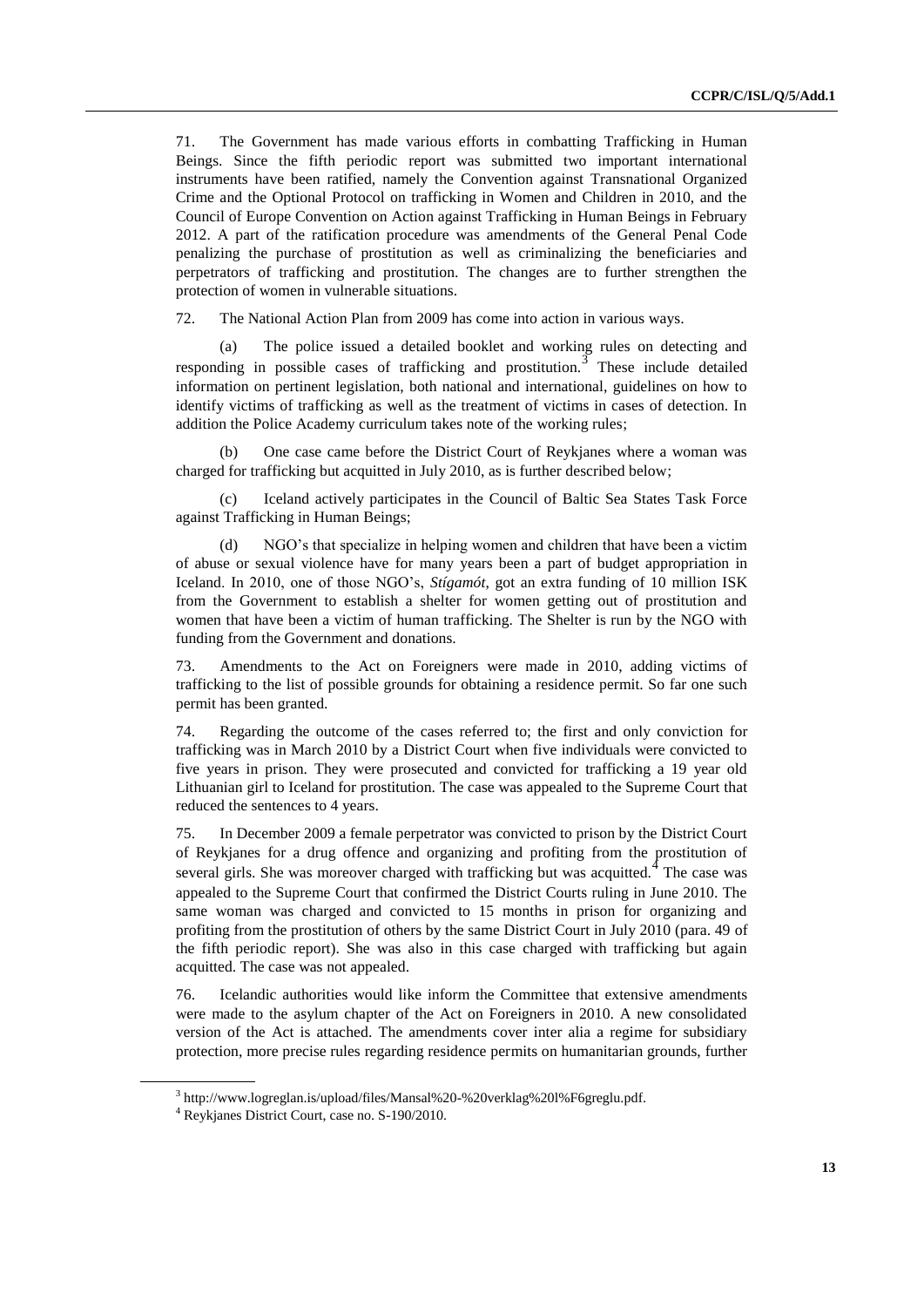71. The Government has made various efforts in combatting Trafficking in Human Beings. Since the fifth periodic report was submitted two important international instruments have been ratified, namely the Convention against Transnational Organized Crime and the Optional Protocol on trafficking in Women and Children in 2010, and the Council of Europe Convention on Action against Trafficking in Human Beings in February 2012. A part of the ratification procedure was amendments of the General Penal Code penalizing the purchase of prostitution as well as criminalizing the beneficiaries and perpetrators of trafficking and prostitution. The changes are to further strengthen the protection of women in vulnerable situations.

72. The National Action Plan from 2009 has come into action in various ways.

(a) The police issued a detailed booklet and working rules on detecting and responding in possible cases of trafficking and prostitution.[3] These include detailed information on pertinent legislation, both national and international, guidelines on how to identify victims of trafficking as well as the treatment of victims in cases of detection. In addition the Police Academy curriculum takes note of the working rules;

(b) One case came before the District Court of Reykjanes where a woman was charged for trafficking but acquitted in July 2010, as is further described below;

(c) Iceland actively participates in the Council of Baltic Sea States Task Force against Trafficking in Human Beings;

(d) NGO's that specialize in helping women and children that have been a victim of abuse or sexual violence have for many years been a part of budget appropriation in Iceland. In 2010, one of those NGO's, *Stígamót*, got an extra funding of 10 million ISK from the Government to establish a shelter for women getting out of prostitution and women that have been a victim of human trafficking. The Shelter is run by the NGO with funding from the Government and donations.

73. Amendments to the Act on Foreigners were made in 2010, adding victims of trafficking to the list of possible grounds for obtaining a residence permit. So far one such permit has been granted.

74. Regarding the outcome of the cases referred to; the first and only conviction for trafficking was in March 2010 by a District Court when five individuals were convicted to five years in prison. They were prosecuted and convicted for trafficking a 19 year old Lithuanian girl to Iceland for prostitution. The case was appealed to the Supreme Court that reduced the sentences to 4 years.

75. In December 2009 a female perpetrator was convicted to prison by the District Court of Reykjanes for a drug offence and organizing and profiting from the prostitution of several girls. She was moreover charged with trafficking but was acquitted.[4] The case was appealed to the Supreme Court that confirmed the District Courts ruling in June 2010. The same woman was charged and convicted to 15 months in prison for organizing and profiting from the prostitution of others by the same District Court in July 2010 (para. 49 of the fifth periodic report). She was also in this case charged with trafficking but again acquitted. The case was not appealed.

76. Icelandic authorities would like inform the Committee that extensive amendments were made to the asylum chapter of the Act on Foreigners in 2010. A new consolidated version of the Act is attached. The amendments cover inter alia a regime for subsidiary protection, more precise rules regarding residence permits on humanitarian grounds, further

[3] http://www.logreglan.is/upload/files/Mansal%20-%20verklag%20l%F6greglu.pdf.

[4] Reykjanes District Court, case no. S-190/2010.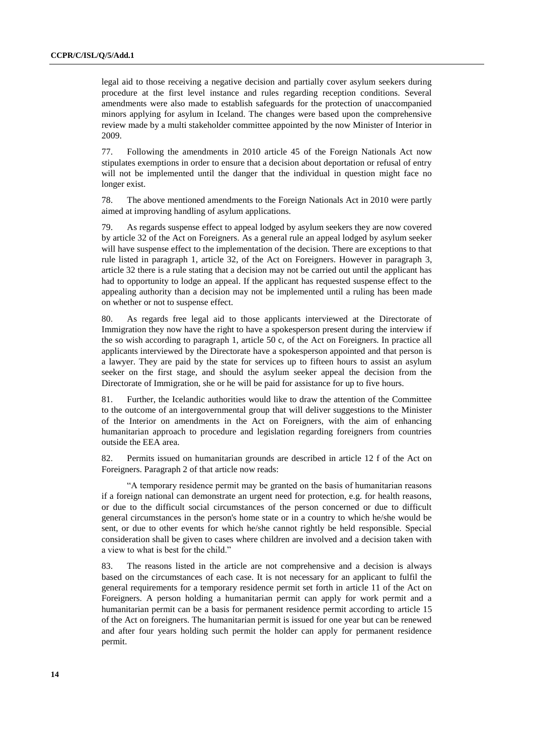legal aid to those receiving a negative decision and partially cover asylum seekers during procedure at the first level instance and rules regarding reception conditions. Several amendments were also made to establish safeguards for the protection of unaccompanied minors applying for asylum in Iceland. The changes were based upon the comprehensive review made by a multi stakeholder committee appointed by the now Minister of Interior in 2009.

77. Following the amendments in 2010 article 45 of the Foreign Nationals Act now stipulates exemptions in order to ensure that a decision about deportation or refusal of entry will not be implemented until the danger that the individual in question might face no longer exist.

78. The above mentioned amendments to the Foreign Nationals Act in 2010 were partly aimed at improving handling of asylum applications.

79. As regards suspense effect to appeal lodged by asylum seekers they are now covered by article 32 of the Act on Foreigners. As a general rule an appeal lodged by asylum seeker will have suspense effect to the implementation of the decision. There are exceptions to that rule listed in paragraph 1, article 32, of the Act on Foreigners. However in paragraph 3, article 32 there is a rule stating that a decision may not be carried out until the applicant has had to opportunity to lodge an appeal. If the applicant has requested suspense effect to the appealing authority than a decision may not be implemented until a ruling has been made on whether or not to suspense effect.

80. As regards free legal aid to those applicants interviewed at the Directorate of Immigration they now have the right to have a spokesperson present during the interview if the so wish according to paragraph 1, article 50 c, of the Act on Foreigners. In practice all applicants interviewed by the Directorate have a spokesperson appointed and that person is a lawyer. They are paid by the state for services up to fifteen hours to assist an asylum seeker on the first stage, and should the asylum seeker appeal the decision from the Directorate of Immigration, she or he will be paid for assistance for up to five hours.

81. Further, the Icelandic authorities would like to draw the attention of the Committee to the outcome of an intergovernmental group that will deliver suggestions to the Minister of the Interior on amendments in the Act on Foreigners, with the aim of enhancing humanitarian approach to procedure and legislation regarding foreigners from countries outside the EEA area.

82. Permits issued on humanitarian grounds are described in article 12 f of the Act on Foreigners. Paragraph 2 of that article now reads:

"A temporary residence permit may be granted on the basis of humanitarian reasons if a foreign national can demonstrate an urgent need for protection, e.g. for health reasons, or due to the difficult social circumstances of the person concerned or due to difficult general circumstances in the person's home state or in a country to which he/she would be sent, or due to other events for which he/she cannot rightly be held responsible. Special consideration shall be given to cases where children are involved and a decision taken with a view to what is best for the child."

83. The reasons listed in the article are not comprehensive and a decision is always based on the circumstances of each case. It is not necessary for an applicant to fulfil the general requirements for a temporary residence permit set forth in article 11 of the Act on Foreigners. A person holding a humanitarian permit can apply for work permit and a humanitarian permit can be a basis for permanent residence permit according to article 15 of the Act on foreigners. The humanitarian permit is issued for one year but can be renewed and after four years holding such permit the holder can apply for permanent residence permit.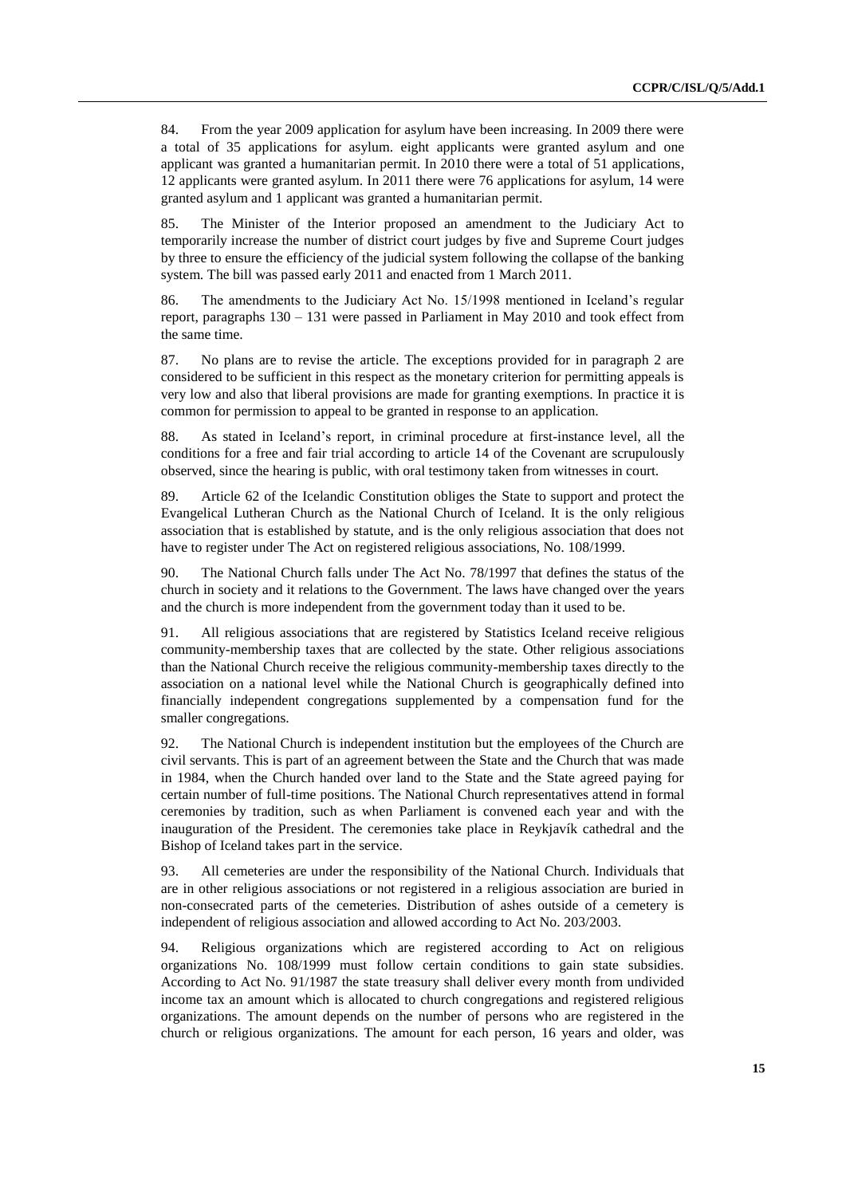84. From the year 2009 application for asylum have been increasing. In 2009 there were a total of 35 applications for asylum. eight applicants were granted asylum and one applicant was granted a humanitarian permit. In 2010 there were a total of 51 applications, 12 applicants were granted asylum. In 2011 there were 76 applications for asylum, 14 were granted asylum and 1 applicant was granted a humanitarian permit.

85. The Minister of the Interior proposed an amendment to the Judiciary Act to temporarily increase the number of district court judges by five and Supreme Court judges by three to ensure the efficiency of the judicial system following the collapse of the banking system. The bill was passed early 2011 and enacted from 1 March 2011.

86. The amendments to the Judiciary Act No. 15/1998 mentioned in Iceland's regular report, paragraphs 130 – 131 were passed in Parliament in May 2010 and took effect from the same time.

87. No plans are to revise the article. The exceptions provided for in paragraph 2 are considered to be sufficient in this respect as the monetary criterion for permitting appeals is very low and also that liberal provisions are made for granting exemptions. In practice it is common for permission to appeal to be granted in response to an application.

88. As stated in Iceland's report, in criminal procedure at first-instance level, all the conditions for a free and fair trial according to article 14 of the Covenant are scrupulously observed, since the hearing is public, with oral testimony taken from witnesses in court.

89. Article 62 of the Icelandic Constitution obliges the State to support and protect the Evangelical Lutheran Church as the National Church of Iceland. It is the only religious association that is established by statute, and is the only religious association that does not have to register under The Act on registered religious associations, No. 108/1999.

90. The National Church falls under The Act No. 78/1997 that defines the status of the church in society and it relations to the Government. The laws have changed over the years and the church is more independent from the government today than it used to be.

91. All religious associations that are registered by Statistics Iceland receive religious community-membership taxes that are collected by the state. Other religious associations than the National Church receive the religious community-membership taxes directly to the association on a national level while the National Church is geographically defined into financially independent congregations supplemented by a compensation fund for the smaller congregations.

92. The National Church is independent institution but the employees of the Church are civil servants. This is part of an agreement between the State and the Church that was made in 1984, when the Church handed over land to the State and the State agreed paying for certain number of full-time positions. The National Church representatives attend in formal ceremonies by tradition, such as when Parliament is convened each year and with the inauguration of the President. The ceremonies take place in Reykjavík cathedral and the Bishop of Iceland takes part in the service.

93. All cemeteries are under the responsibility of the National Church. Individuals that are in other religious associations or not registered in a religious association are buried in non-consecrated parts of the cemeteries. Distribution of ashes outside of a cemetery is independent of religious association and allowed according to Act No. 203/2003.

94. Religious organizations which are registered according to Act on religious organizations No. 108/1999 must follow certain conditions to gain state subsidies. According to Act No. 91/1987 the state treasury shall deliver every month from undivided income tax an amount which is allocated to church congregations and registered religious organizations. The amount depends on the number of persons who are registered in the church or religious organizations. The amount for each person, 16 years and older, was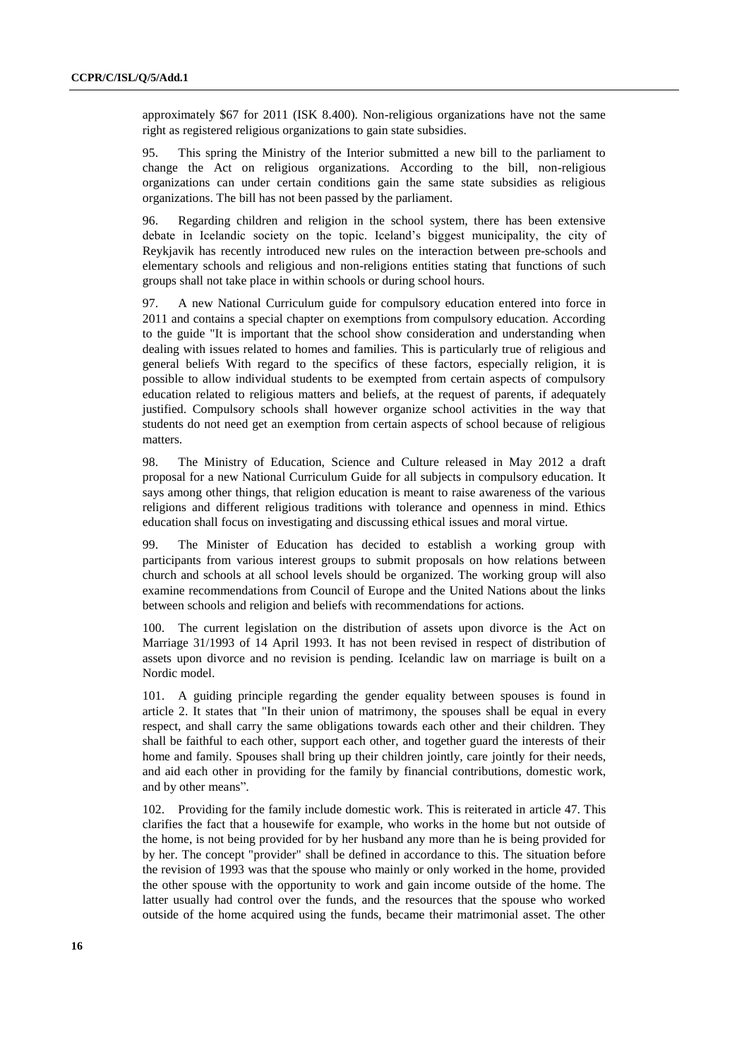approximately $67 for 2011 (ISK 8.400). Non-religious organizations have not the same right as registered religious organizations to gain state subsidies.

95. This spring the Ministry of the Interior submitted a new bill to the parliament to change the Act on religious organizations. According to the bill, non-religious organizations can under certain conditions gain the same state subsidies as religious organizations. The bill has not been passed by the parliament.

96. Regarding children and religion in the school system, there has been extensive debate in Icelandic society on the topic. Iceland's biggest municipality, the city of Reykjavik has recently introduced new rules on the interaction between pre-schools and elementary schools and religious and non-religions entities stating that functions of such groups shall not take place in within schools or during school hours.

97. A new National Curriculum guide for compulsory education entered into force in 2011 and contains a special chapter on exemptions from compulsory education. According to the guide "It is important that the school show consideration and understanding when dealing with issues related to homes and families. This is particularly true of religious and general beliefs With regard to the specifics of these factors, especially religion, it is possible to allow individual students to be exempted from certain aspects of compulsory education related to religious matters and beliefs, at the request of parents, if adequately justified. Compulsory schools shall however organize school activities in the way that students do not need get an exemption from certain aspects of school because of religious matters.

98. The Ministry of Education, Science and Culture released in May 2012 a draft proposal for a new National Curriculum Guide for all subjects in compulsory education. It says among other things, that religion education is meant to raise awareness of the various religions and different religious traditions with tolerance and openness in mind. Ethics education shall focus on investigating and discussing ethical issues and moral virtue.

99. The Minister of Education has decided to establish a working group with participants from various interest groups to submit proposals on how relations between church and schools at all school levels should be organized. The working group will also examine recommendations from Council of Europe and the United Nations about the links between schools and religion and beliefs with recommendations for actions.

100. The current legislation on the distribution of assets upon divorce is the Act on Marriage 31/1993 of 14 April 1993. It has not been revised in respect of distribution of assets upon divorce and no revision is pending. Icelandic law on marriage is built on a Nordic model.

101. A guiding principle regarding the gender equality between spouses is found in article 2. It states that "In their union of matrimony, the spouses shall be equal in every respect, and shall carry the same obligations towards each other and their children. They shall be faithful to each other, support each other, and together guard the interests of their home and family. Spouses shall bring up their children jointly, care jointly for their needs, and aid each other in providing for the family by financial contributions, domestic work, and by other means".

102. Providing for the family include domestic work. This is reiterated in article 47. This clarifies the fact that a housewife for example, who works in the home but not outside of the home, is not being provided for by her husband any more than he is being provided for by her. The concept "provider" shall be defined in accordance to this. The situation before the revision of 1993 was that the spouse who mainly or only worked in the home, provided the other spouse with the opportunity to work and gain income outside of the home. The latter usually had control over the funds, and the resources that the spouse who worked outside of the home acquired using the funds, became their matrimonial asset. The other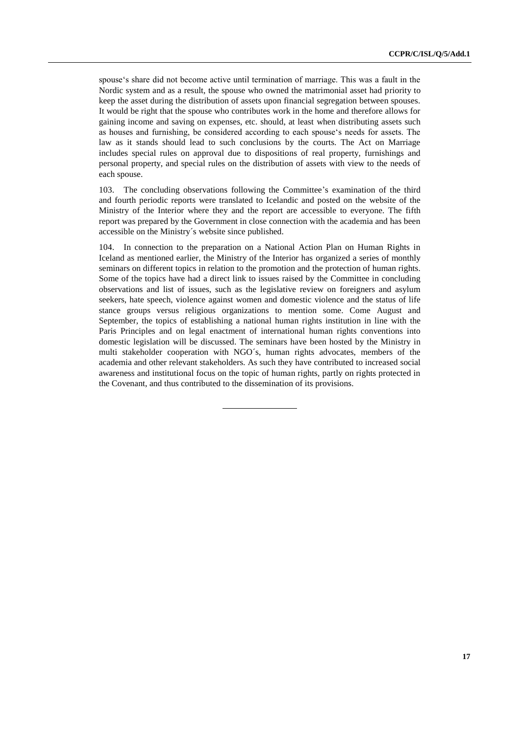spouse‘s share did not become active until termination of marriage. This was a fault in the Nordic system and as a result, the spouse who owned the matrimonial asset had priority to keep the asset during the distribution of assets upon financial segregation between spouses. It would be right that the spouse who contributes work in the home and therefore allows for gaining income and saving on expenses, etc. should, at least when distributing assets such as houses and furnishing, be considered according to each spouse‘s needs for assets. The law as it stands should lead to such conclusions by the courts. The Act on Marriage includes special rules on approval due to dispositions of real property, furnishings and personal property, and special rules on the distribution of assets with view to the needs of each spouse.

103. The concluding observations following the Committee’s examination of the third and fourth periodic reports were translated to Icelandic and posted on the website of the Ministry of the Interior where they and the report are accessible to everyone. The fifth report was prepared by the Government in close connection with the academia and has been accessible on the Ministry´s website since published.

104. In connection to the preparation on a National Action Plan on Human Rights in Iceland as mentioned earlier, the Ministry of the Interior has organized a series of monthly seminars on different topics in relation to the promotion and the protection of human rights. Some of the topics have had a direct link to issues raised by the Committee in concluding observations and list of issues, such as the legislative review on foreigners and asylum seekers, hate speech, violence against women and domestic violence and the status of life stance groups versus religious organizations to mention some. Come August and September, the topics of establishing a national human rights institution in line with the Paris Principles and on legal enactment of international human rights conventions into domestic legislation will be discussed. The seminars have been hosted by the Ministry in multi stakeholder cooperation with NGO´s, human rights advocates, members of the academia and other relevant stakeholders. As such they have contributed to increased social awareness and institutional focus on the topic of human rights, partly on rights protected in the Covenant, and thus contributed to the dissemination of its provisions.